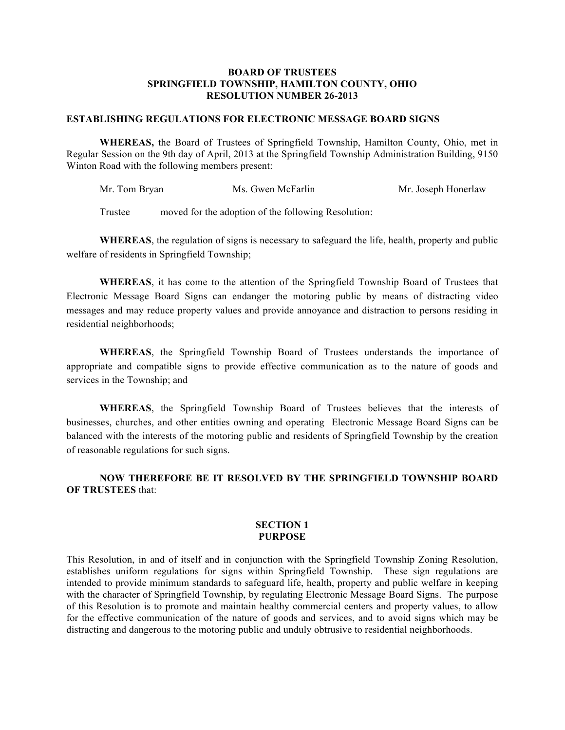**BOARD OF TRUSTEES**
**SPRINGFIELD TOWNSHIP, HAMILTON COUNTY, OHIO**
**RESOLUTION NUMBER 26-2013**

**ESTABLISHING REGULATIONS FOR ELECTRONIC MESSAGE BOARD SIGNS**

**WHEREAS,** the Board of Trustees of Springfield Township, Hamilton County, Ohio, met in Regular Session on the 9th day of April, 2013 at the Springfield Township Administration Building, 9150 Winton Road with the following members present:

Mr. Tom Bryan &nbsp;&nbsp;&nbsp;&nbsp;&nbsp;&nbsp;&nbsp;&nbsp; Ms. Gwen McFarlin &nbsp;&nbsp;&nbsp;&nbsp;&nbsp;&nbsp;&nbsp;&nbsp; Mr. Joseph Honerlaw

Trustee &nbsp;&nbsp;&nbsp;&nbsp;&nbsp;&nbsp;&nbsp;&nbsp; moved for the adoption of the following Resolution:

**WHEREAS**, the regulation of signs is necessary to safeguard the life, health, property and public welfare of residents in Springfield Township;

**WHEREAS**, it has come to the attention of the Springfield Township Board of Trustees that Electronic Message Board Signs can endanger the motoring public by means of distracting video messages and may reduce property values and provide annoyance and distraction to persons residing in residential neighborhoods;

**WHEREAS**, the Springfield Township Board of Trustees understands the importance of appropriate and compatible signs to provide effective communication as to the nature of goods and services in the Township; and

**WHEREAS**, the Springfield Township Board of Trustees believes that the interests of businesses, churches, and other entities owning and operating Electronic Message Board Signs can be balanced with the interests of the motoring public and residents of Springfield Township by the creation of reasonable regulations for such signs.

**NOW THEREFORE BE IT RESOLVED BY THE SPRINGFIELD TOWNSHIP BOARD OF TRUSTEES** that:

## SECTION 1
## PURPOSE

This Resolution, in and of itself and in conjunction with the Springfield Township Zoning Resolution, establishes uniform regulations for signs within Springfield Township. These sign regulations are intended to provide minimum standards to safeguard life, health, property and public welfare in keeping with the character of Springfield Township, by regulating Electronic Message Board Signs. The purpose of this Resolution is to promote and maintain healthy commercial centers and property values, to allow for the effective communication of the nature of goods and services, and to avoid signs which may be distracting and dangerous to the motoring public and unduly obtrusive to residential neighborhoods.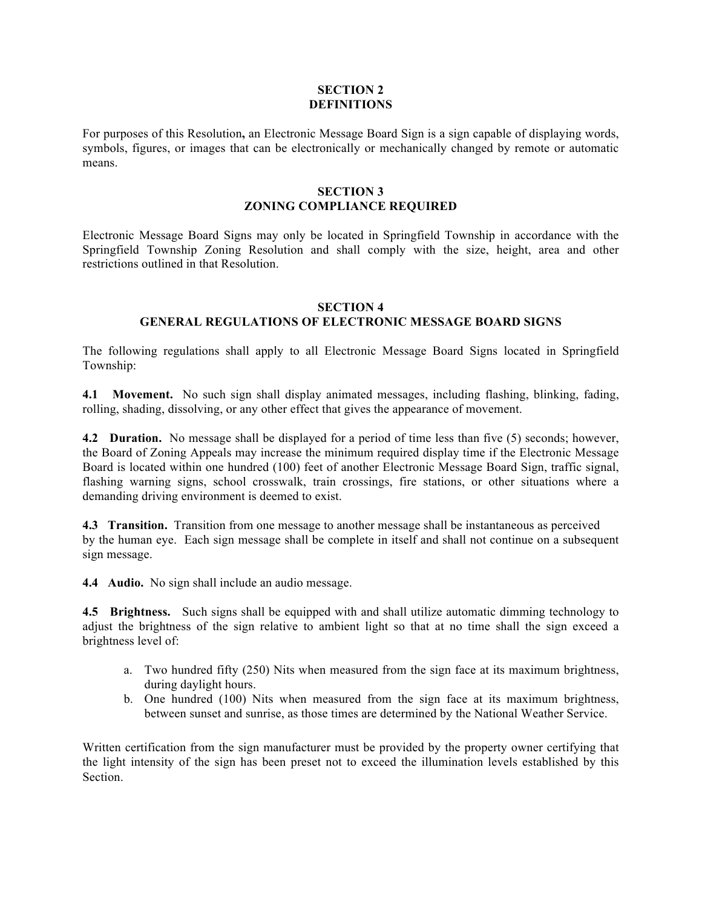## SECTION 2
## DEFINITIONS

For purposes of this Resolution**,** an Electronic Message Board Sign is a sign capable of displaying words, symbols, figures, or images that can be electronically or mechanically changed by remote or automatic means.

## SECTION 3
## ZONING COMPLIANCE REQUIRED

Electronic Message Board Signs may only be located in Springfield Township in accordance with the Springfield Township Zoning Resolution and shall comply with the size, height, area and other restrictions outlined in that Resolution.

## SECTION 4
## GENERAL REGULATIONS OF ELECTRONIC MESSAGE BOARD SIGNS

The following regulations shall apply to all Electronic Message Board Signs located in Springfield Township:

**4.1 Movement.** No such sign shall display animated messages, including flashing, blinking, fading, rolling, shading, dissolving, or any other effect that gives the appearance of movement.

**4.2 Duration.** No message shall be displayed for a period of time less than five (5) seconds; however, the Board of Zoning Appeals may increase the minimum required display time if the Electronic Message Board is located within one hundred (100) feet of another Electronic Message Board Sign, traffic signal, flashing warning signs, school crosswalk, train crossings, fire stations, or other situations where a demanding driving environment is deemed to exist.

**4.3 Transition.** Transition from one message to another message shall be instantaneous as perceived by the human eye. Each sign message shall be complete in itself and shall not continue on a subsequent sign message.

**4.4 Audio.** No sign shall include an audio message.

**4.5 Brightness.** Such signs shall be equipped with and shall utilize automatic dimming technology to adjust the brightness of the sign relative to ambient light so that at no time shall the sign exceed a brightness level of:

a. Two hundred fifty (250) Nits when measured from the sign face at its maximum brightness, during daylight hours.
b. One hundred (100) Nits when measured from the sign face at its maximum brightness, between sunset and sunrise, as those times are determined by the National Weather Service.

Written certification from the sign manufacturer must be provided by the property owner certifying that the light intensity of the sign has been preset not to exceed the illumination levels established by this Section.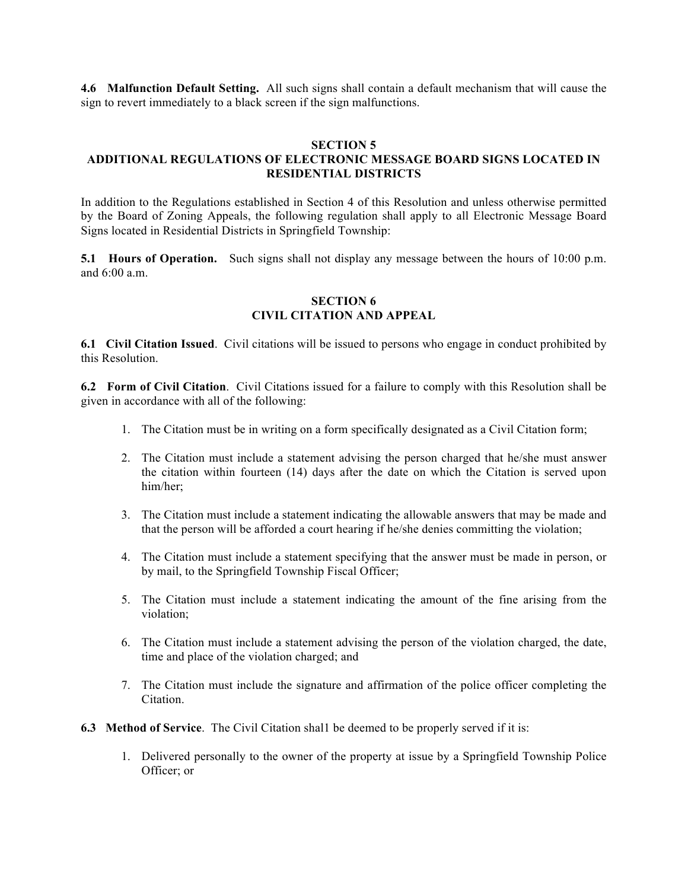**4.6 Malfunction Default Setting.** All such signs shall contain a default mechanism that will cause the sign to revert immediately to a black screen if the sign malfunctions.

## SECTION 5
## ADDITIONAL REGULATIONS OF ELECTRONIC MESSAGE BOARD SIGNS LOCATED IN RESIDENTIAL DISTRICTS

In addition to the Regulations established in Section 4 of this Resolution and unless otherwise permitted by the Board of Zoning Appeals, the following regulation shall apply to all Electronic Message Board Signs located in Residential Districts in Springfield Township:

**5.1 Hours of Operation.** Such signs shall not display any message between the hours of 10:00 p.m. and 6:00 a.m.

## SECTION 6
## CIVIL CITATION AND APPEAL

**6.1 Civil Citation Issued**. Civil citations will be issued to persons who engage in conduct prohibited by this Resolution.

**6.2 Form of Civil Citation**. Civil Citations issued for a failure to comply with this Resolution shall be given in accordance with all of the following:

1. The Citation must be in writing on a form specifically designated as a Civil Citation form;

2. The Citation must include a statement advising the person charged that he/she must answer the citation within fourteen (14) days after the date on which the Citation is served upon him/her;

3. The Citation must include a statement indicating the allowable answers that may be made and that the person will be afforded a court hearing if he/she denies committing the violation;

4. The Citation must include a statement specifying that the answer must be made in person, or by mail, to the Springfield Township Fiscal Officer;

5. The Citation must include a statement indicating the amount of the fine arising from the violation;

6. The Citation must include a statement advising the person of the violation charged, the date, time and place of the violation charged; and

7. The Citation must include the signature and affirmation of the police officer completing the Citation.

**6.3 Method of Service**. The Civil Citation shal1 be deemed to be properly served if it is:

1. Delivered personally to the owner of the property at issue by a Springfield Township Police Officer; or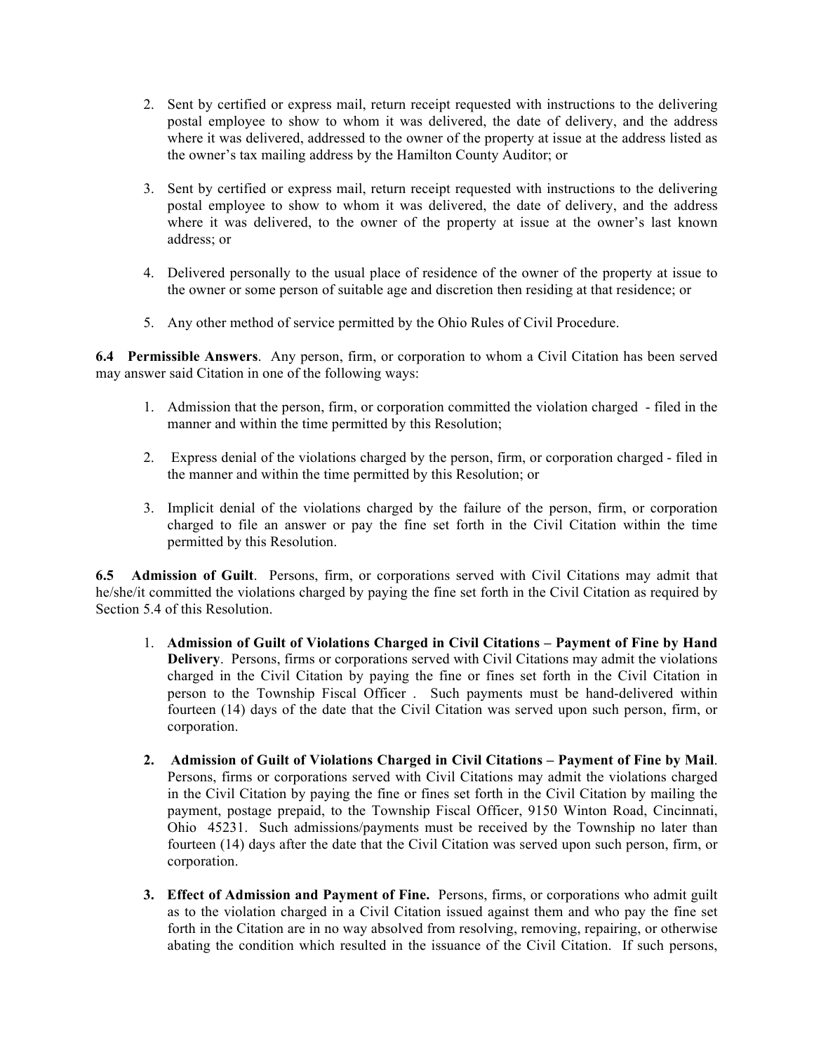2. Sent by certified or express mail, return receipt requested with instructions to the delivering postal employee to show to whom it was delivered, the date of delivery, and the address where it was delivered, addressed to the owner of the property at issue at the address listed as the owner's tax mailing address by the Hamilton County Auditor; or

3. Sent by certified or express mail, return receipt requested with instructions to the delivering postal employee to show to whom it was delivered, the date of delivery, and the address where it was delivered, to the owner of the property at issue at the owner's last known address; or

4. Delivered personally to the usual place of residence of the owner of the property at issue to the owner or some person of suitable age and discretion then residing at that residence; or

5. Any other method of service permitted by the Ohio Rules of Civil Procedure.

**6.4 Permissible Answers**. Any person, firm, or corporation to whom a Civil Citation has been served may answer said Citation in one of the following ways:

1. Admission that the person, firm, or corporation committed the violation charged - filed in the manner and within the time permitted by this Resolution;

2. Express denial of the violations charged by the person, firm, or corporation charged - filed in the manner and within the time permitted by this Resolution; or

3. Implicit denial of the violations charged by the failure of the person, firm, or corporation charged to file an answer or pay the fine set forth in the Civil Citation within the time permitted by this Resolution.

**6.5 Admission of Guilt**. Persons, firm, or corporations served with Civil Citations may admit that he/she/it committed the violations charged by paying the fine set forth in the Civil Citation as required by Section 5.4 of this Resolution.

1. **Admission of Guilt of Violations Charged in Civil Citations – Payment of Fine by Hand Delivery**. Persons, firms or corporations served with Civil Citations may admit the violations charged in the Civil Citation by paying the fine or fines set forth in the Civil Citation in person to the Township Fiscal Officer . Such payments must be hand-delivered within fourteen (14) days of the date that the Civil Citation was served upon such person, firm, or corporation.

2. **Admission of Guilt of Violations Charged in Civil Citations – Payment of Fine by Mail**. Persons, firms or corporations served with Civil Citations may admit the violations charged in the Civil Citation by paying the fine or fines set forth in the Civil Citation by mailing the payment, postage prepaid, to the Township Fiscal Officer, 9150 Winton Road, Cincinnati, Ohio 45231. Such admissions/payments must be received by the Township no later than fourteen (14) days after the date that the Civil Citation was served upon such person, firm, or corporation.

3. **Effect of Admission and Payment of Fine.** Persons, firms, or corporations who admit guilt as to the violation charged in a Civil Citation issued against them and who pay the fine set forth in the Citation are in no way absolved from resolving, removing, repairing, or otherwise abating the condition which resulted in the issuance of the Civil Citation. If such persons,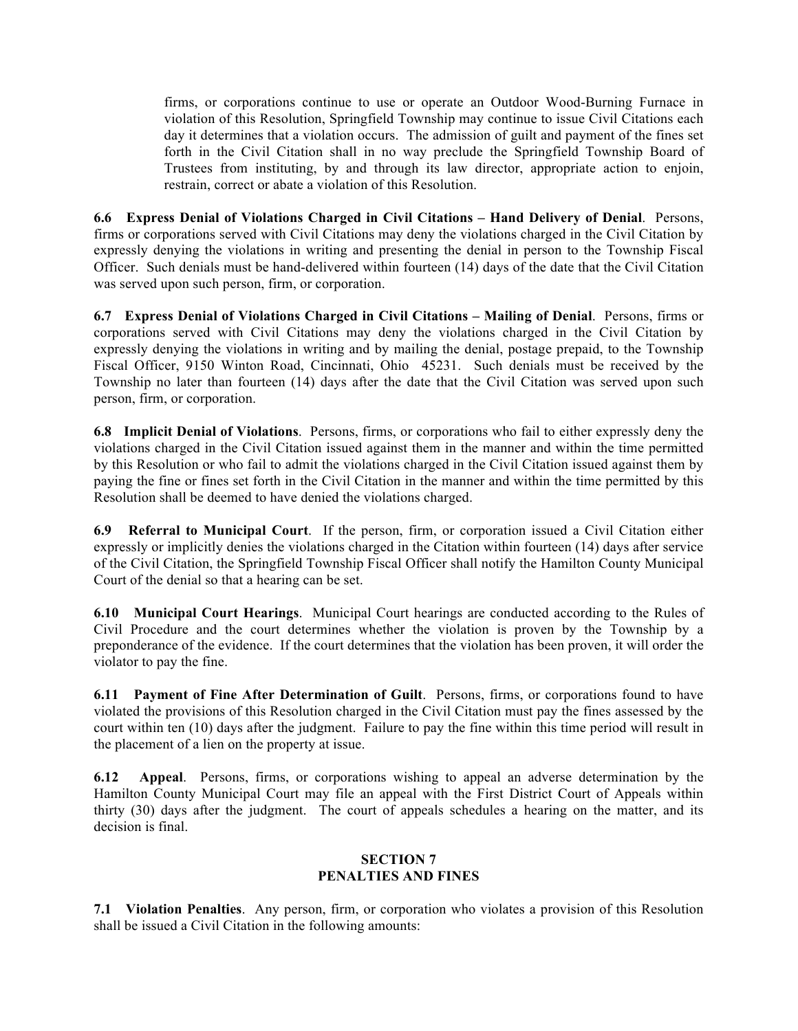firms, or corporations continue to use or operate an Outdoor Wood-Burning Furnace in violation of this Resolution, Springfield Township may continue to issue Civil Citations each day it determines that a violation occurs. The admission of guilt and payment of the fines set forth in the Civil Citation shall in no way preclude the Springfield Township Board of Trustees from instituting, by and through its law director, appropriate action to enjoin, restrain, correct or abate a violation of this Resolution.

**6.6 Express Denial of Violations Charged in Civil Citations – Hand Delivery of Denial**. Persons, firms or corporations served with Civil Citations may deny the violations charged in the Civil Citation by expressly denying the violations in writing and presenting the denial in person to the Township Fiscal Officer. Such denials must be hand-delivered within fourteen (14) days of the date that the Civil Citation was served upon such person, firm, or corporation.

**6.7 Express Denial of Violations Charged in Civil Citations – Mailing of Denial**. Persons, firms or corporations served with Civil Citations may deny the violations charged in the Civil Citation by expressly denying the violations in writing and by mailing the denial, postage prepaid, to the Township Fiscal Officer, 9150 Winton Road, Cincinnati, Ohio 45231. Such denials must be received by the Township no later than fourteen (14) days after the date that the Civil Citation was served upon such person, firm, or corporation.

**6.8 Implicit Denial of Violations**. Persons, firms, or corporations who fail to either expressly deny the violations charged in the Civil Citation issued against them in the manner and within the time permitted by this Resolution or who fail to admit the violations charged in the Civil Citation issued against them by paying the fine or fines set forth in the Civil Citation in the manner and within the time permitted by this Resolution shall be deemed to have denied the violations charged.

**6.9 Referral to Municipal Court**. If the person, firm, or corporation issued a Civil Citation either expressly or implicitly denies the violations charged in the Citation within fourteen (14) days after service of the Civil Citation, the Springfield Township Fiscal Officer shall notify the Hamilton County Municipal Court of the denial so that a hearing can be set.

**6.10 Municipal Court Hearings**. Municipal Court hearings are conducted according to the Rules of Civil Procedure and the court determines whether the violation is proven by the Township by a preponderance of the evidence. If the court determines that the violation has been proven, it will order the violator to pay the fine.

**6.11 Payment of Fine After Determination of Guilt**. Persons, firms, or corporations found to have violated the provisions of this Resolution charged in the Civil Citation must pay the fines assessed by the court within ten (10) days after the judgment. Failure to pay the fine within this time period will result in the placement of a lien on the property at issue.

**6.12 Appeal**. Persons, firms, or corporations wishing to appeal an adverse determination by the Hamilton County Municipal Court may file an appeal with the First District Court of Appeals within thirty (30) days after the judgment. The court of appeals schedules a hearing on the matter, and its decision is final.

## SECTION 7
## PENALTIES AND FINES

**7.1 Violation Penalties**. Any person, firm, or corporation who violates a provision of this Resolution shall be issued a Civil Citation in the following amounts: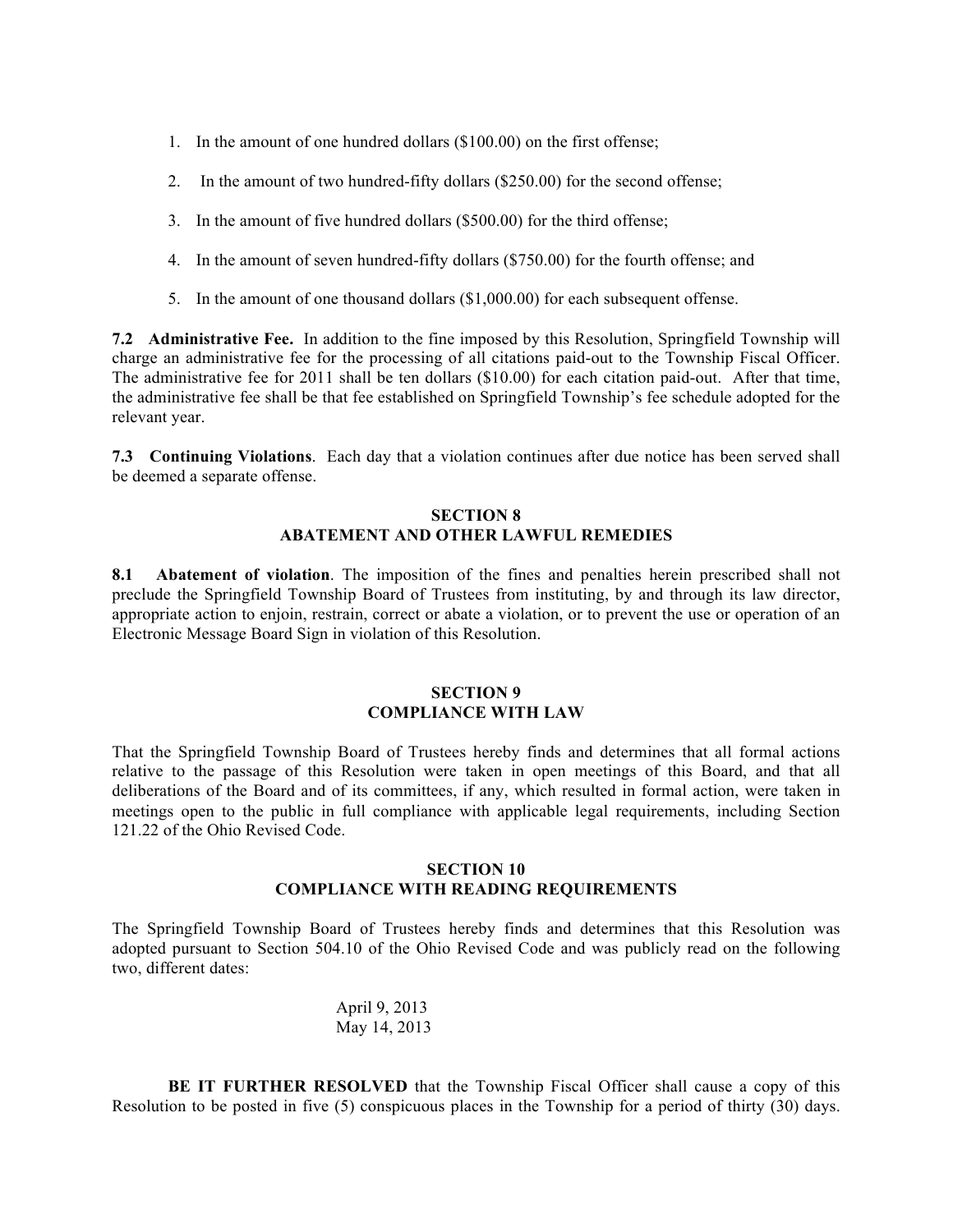1. In the amount of one hundred dollars ($100.00) on the first offense;
2. In the amount of two hundred-fifty dollars ($250.00) for the second offense;
3. In the amount of five hundred dollars ($500.00) for the third offense;
4. In the amount of seven hundred-fifty dollars ($750.00) for the fourth offense; and
5. In the amount of one thousand dollars ($1,000.00) for each subsequent offense.

**7.2 Administrative Fee.** In addition to the fine imposed by this Resolution, Springfield Township will charge an administrative fee for the processing of all citations paid-out to the Township Fiscal Officer. The administrative fee for 2011 shall be ten dollars ($10.00) for each citation paid-out. After that time, the administrative fee shall be that fee established on Springfield Township's fee schedule adopted for the relevant year.

**7.3 Continuing Violations**. Each day that a violation continues after due notice has been served shall be deemed a separate offense.

## SECTION 8
## ABATEMENT AND OTHER LAWFUL REMEDIES

**8.1 Abatement of violation**. The imposition of the fines and penalties herein prescribed shall not preclude the Springfield Township Board of Trustees from instituting, by and through its law director, appropriate action to enjoin, restrain, correct or abate a violation, or to prevent the use or operation of an Electronic Message Board Sign in violation of this Resolution.

## SECTION 9
## COMPLIANCE WITH LAW

That the Springfield Township Board of Trustees hereby finds and determines that all formal actions relative to the passage of this Resolution were taken in open meetings of this Board, and that all deliberations of the Board and of its committees, if any, which resulted in formal action, were taken in meetings open to the public in full compliance with applicable legal requirements, including Section 121.22 of the Ohio Revised Code.

## SECTION 10
## COMPLIANCE WITH READING REQUIREMENTS

The Springfield Township Board of Trustees hereby finds and determines that this Resolution was adopted pursuant to Section 504.10 of the Ohio Revised Code and was publicly read on the following two, different dates:

April 9, 2013
May 14, 2013

**BE IT FURTHER RESOLVED** that the Township Fiscal Officer shall cause a copy of this Resolution to be posted in five (5) conspicuous places in the Township for a period of thirty (30) days.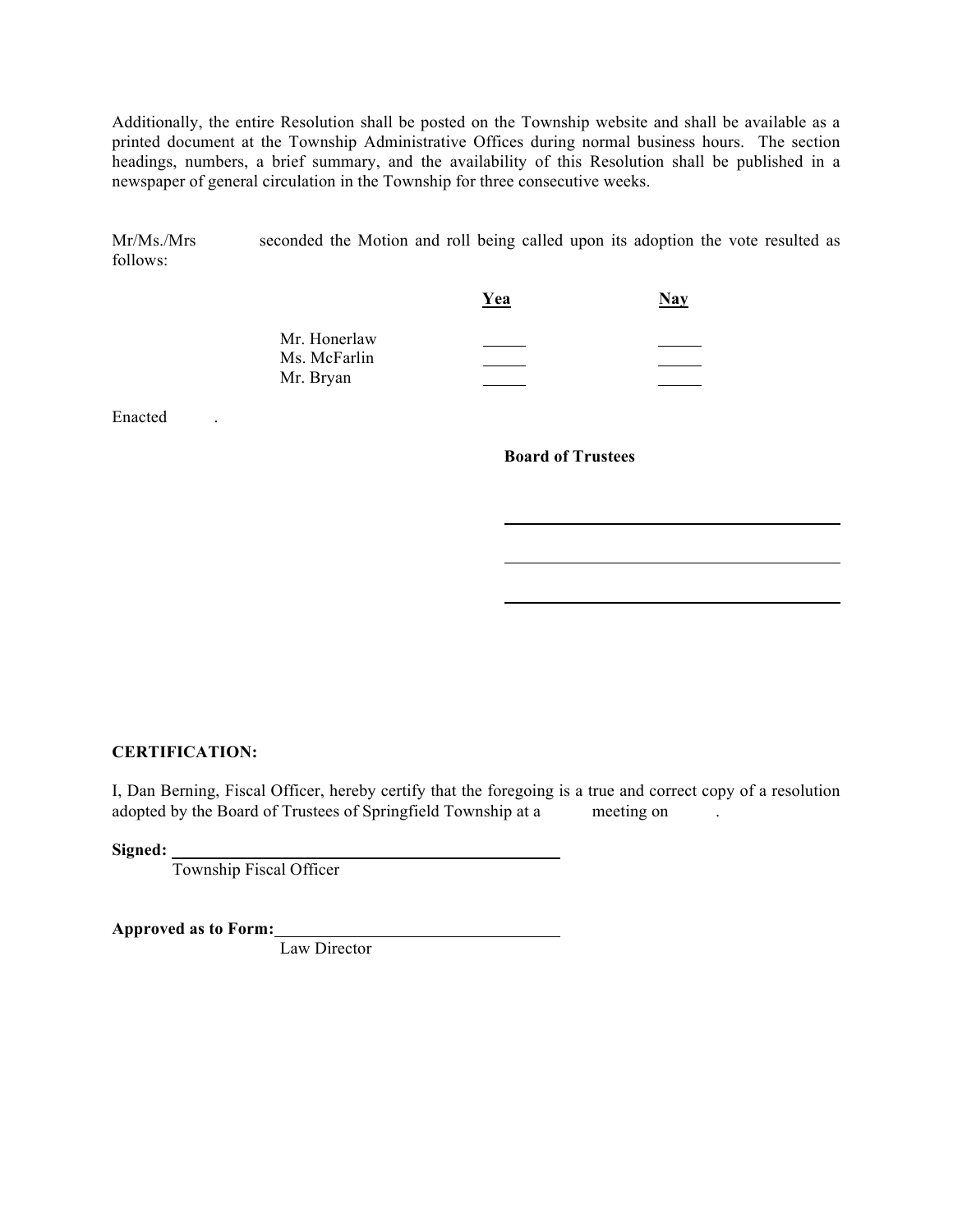Additionally, the entire Resolution shall be posted on the Township website and shall be available as a printed document at the Township Administrative Offices during normal business hours. The section headings, numbers, a brief summary, and the availability of this Resolution shall be published in a newspaper of general circulation in the Township for three consecutive weeks.

Mr/Ms./Mrs seconded the Motion and roll being called upon its adoption the vote resulted as follows:

| | Yea | Nay |
|---|---|---|
| Mr. Honerlaw | _____ | _____ |
| Ms. McFarlin | _____ | _____ |
| Mr. Bryan | _____ | _____ |

Enacted .

**Board of Trustees**

\_\_\_\_\_\_\_\_\_\_\_\_\_\_\_\_\_\_\_\_\_\_\_\_\_\_\_\_\_\_\_\_\_\_\_\_\_\_

\_\_\_\_\_\_\_\_\_\_\_\_\_\_\_\_\_\_\_\_\_\_\_\_\_\_\_\_\_\_\_\_\_\_\_\_\_\_

\_\_\_\_\_\_\_\_\_\_\_\_\_\_\_\_\_\_\_\_\_\_\_\_\_\_\_\_\_\_\_\_\_\_\_\_\_\_

**CERTIFICATION:**

I, Dan Berning, Fiscal Officer, hereby certify that the foregoing is a true and correct copy of a resolution adopted by the Board of Trustees of Springfield Township at a meeting on .

**Signed:** \_\_\_\_\_\_\_\_\_\_\_\_\_\_\_\_\_\_\_\_\_\_\_\_\_\_\_\_\_\_\_\_\_\_\_\_\_\_\_\_
Township Fiscal Officer

**Approved as to Form:**\_\_\_\_\_\_\_\_\_\_\_\_\_\_\_\_\_\_\_\_\_\_\_\_\_\_\_\_\_\_\_\_
Law Director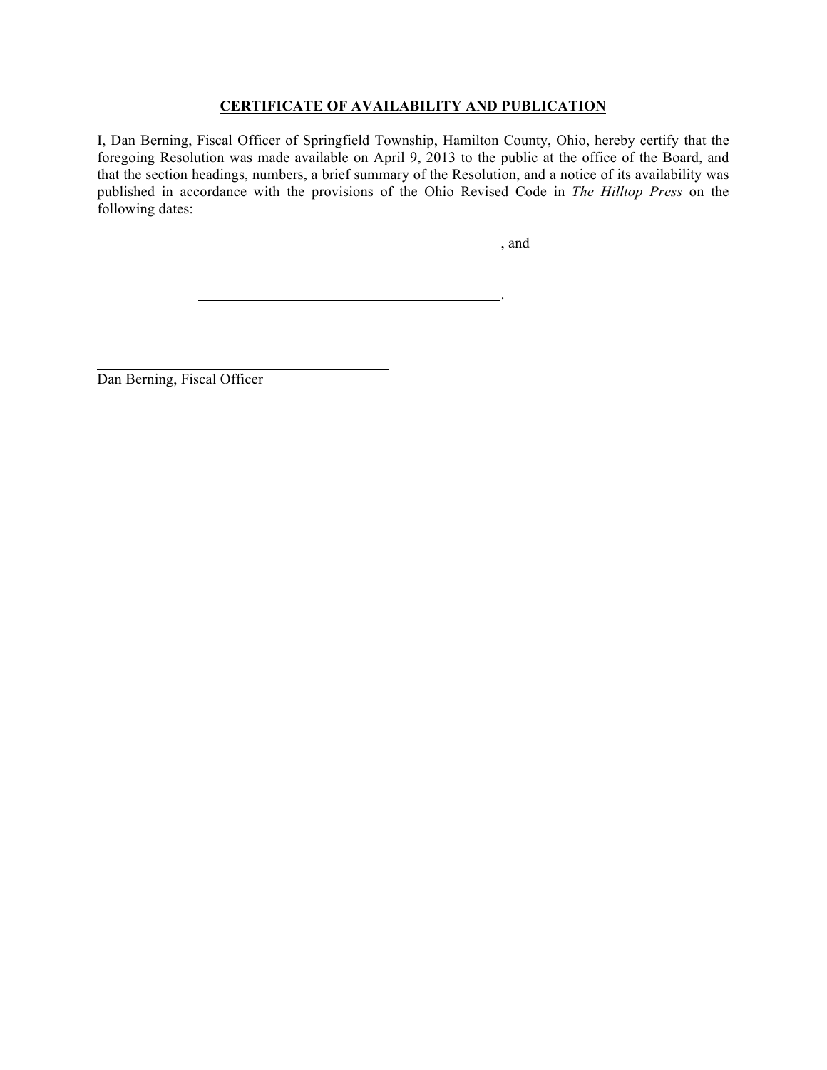**CERTIFICATE OF AVAILABILITY AND PUBLICATION**

I, Dan Berning, Fiscal Officer of Springfield Township, Hamilton County, Ohio, hereby certify that the foregoing Resolution was made available on April 9, 2013 to the public at the office of the Board, and that the section headings, numbers, a brief summary of the Resolution, and a notice of its availability was published in accordance with the provisions of the Ohio Revised Code in *The Hilltop Press* on the following dates:

\_\_\_\_\_\_\_\_\_\_\_\_\_\_\_\_\_\_\_\_\_\_\_\_\_\_\_\_\_\_\_\_\_\_\_\_\_\_\_\_, and

\_\_\_\_\_\_\_\_\_\_\_\_\_\_\_\_\_\_\_\_\_\_\_\_\_\_\_\_\_\_\_\_\_\_\_\_\_\_\_\_.

\_\_\_\_\_\_\_\_\_\_\_\_\_\_\_\_\_\_\_\_\_\_\_\_\_\_\_\_\_\_\_\_\_\_\_\_\_\_\_\_

Dan Berning, Fiscal Officer